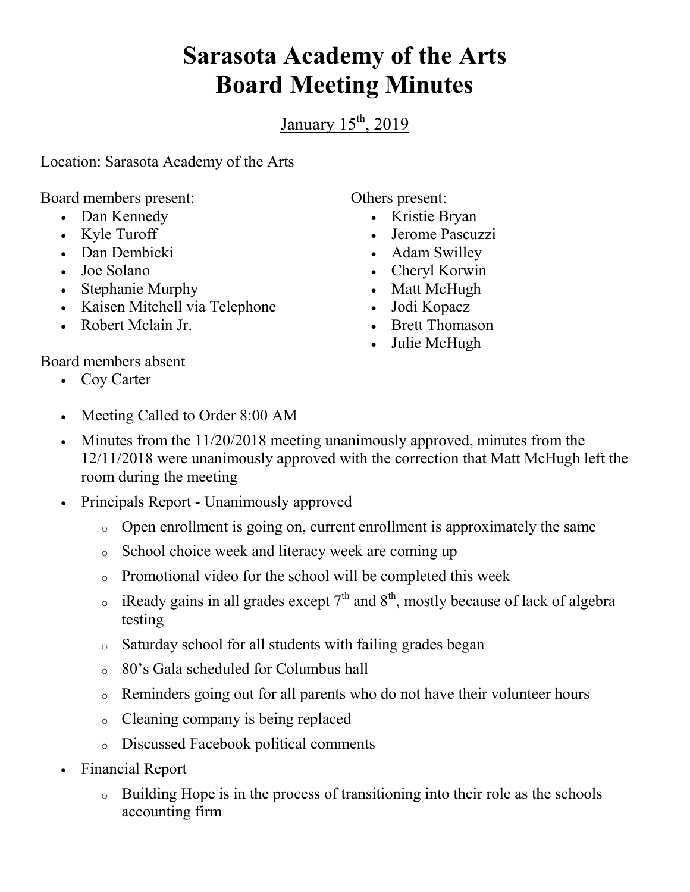# Sarasota Academy of the Arts
# Board Meeting Minutes

January 15th, 2019

Location: Sarasota Academy of the Arts

Board members present:
- Dan Kennedy
- Kyle Turoff
- Dan Dembicki
- Joe Solano
- Stephanie Murphy
- Kaisen Mitchell via Telephone
- Robert Mclain Jr.

Others present:
- Kristie Bryan
- Jerome Pascuzzi
- Adam Swilley
- Cheryl Korwin
- Matt McHugh
- Jodi Kopacz
- Brett Thomason
- Julie McHugh

Board members absent
- Coy Carter

- Meeting Called to Order 8:00 AM
- Minutes from the 11/20/2018 meeting unanimously approved, minutes from the 12/11/2018 were unanimously approved with the correction that Matt McHugh left the room during the meeting
- Principals Report - Unanimously approved
  - Open enrollment is going on, current enrollment is approximately the same
  - School choice week and literacy week are coming up
  - Promotional video for the school will be completed this week
  - iReady gains in all grades except 7th and 8th, mostly because of lack of algebra testing
  - Saturday school for all students with failing grades began
  - 80's Gala scheduled for Columbus hall
  - Reminders going out for all parents who do not have their volunteer hours
  - Cleaning company is being replaced
  - Discussed Facebook political comments
- Financial Report
  - Building Hope is in the process of transitioning into their role as the schools accounting firm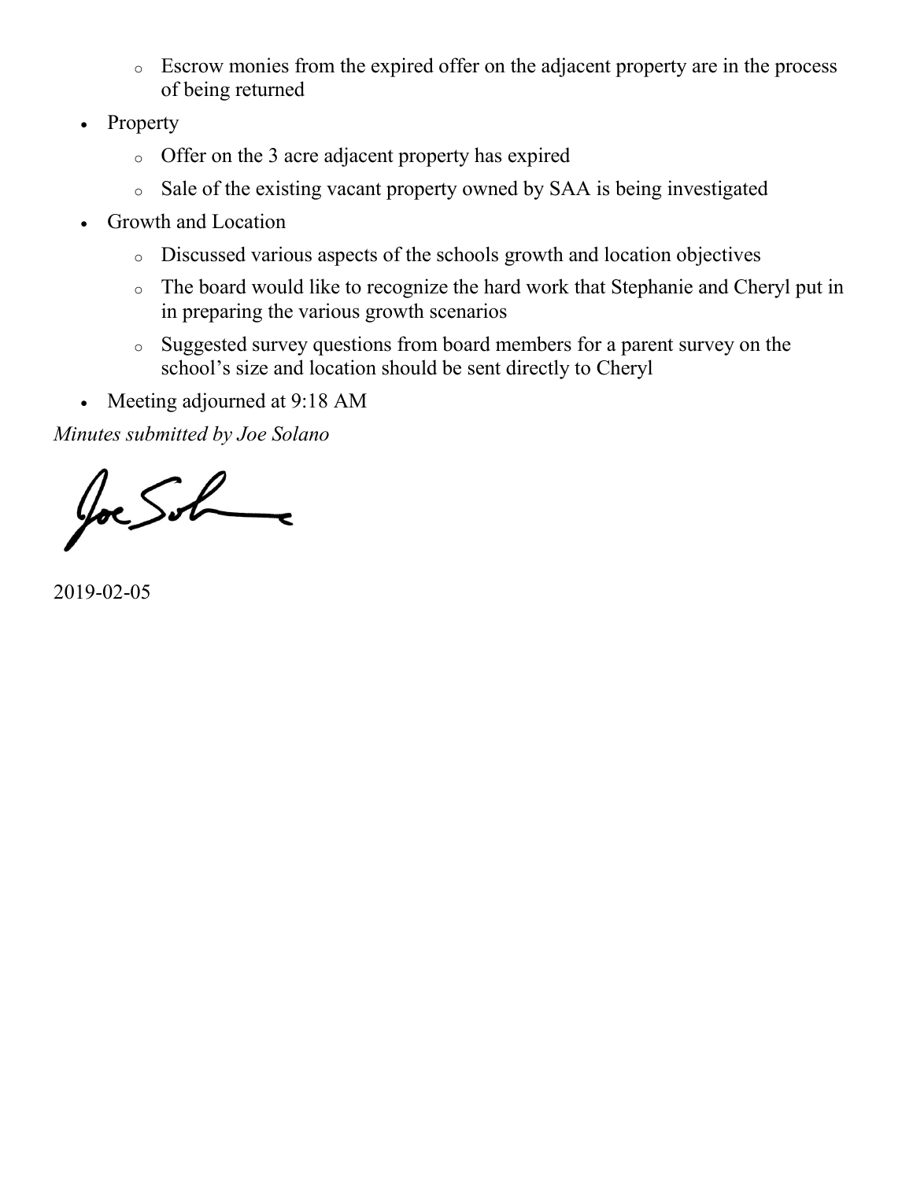- Escrow monies from the expired offer on the adjacent property are in the process of being returned

- Property
  - Offer on the 3 acre adjacent property has expired
  - Sale of the existing vacant property owned by SAA is being investigated
- Growth and Location
  - Discussed various aspects of the schools growth and location objectives
  - The board would like to recognize the hard work that Stephanie and Cheryl put in in preparing the various growth scenarios
  - Suggested survey questions from board members for a parent survey on the school's size and location should be sent directly to Cheryl
- Meeting adjourned at 9:18 AM

*Minutes submitted by Joe Solano*

2019-02-05